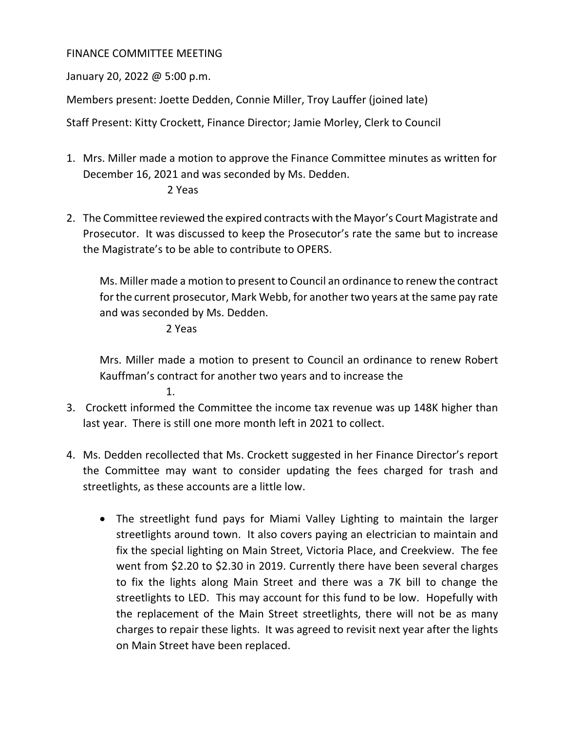FINANCE COMMITTEE MEETING

January 20, 2022 @ 5:00 p.m.

Members present: Joette Dedden, Connie Miller, Troy Lauffer (joined late)

Staff Present: Kitty Crockett, Finance Director; Jamie Morley, Clerk to Council

1. Mrs. Miller made a motion to approve the Finance Committee minutes as written for December 16, 2021 and was seconded by Ms. Dedden.

   2 Yeas

2. The Committee reviewed the expired contracts with the Mayor's Court Magistrate and Prosecutor. It was discussed to keep the Prosecutor's rate the same but to increase the Magistrate's to be able to contribute to OPERS.

   Ms. Miller made a motion to present to Council an ordinance to renew the contract for the current prosecutor, Mark Webb, for another two years at the same pay rate and was seconded by Ms. Dedden.

   2 Yeas

   Mrs. Miller made a motion to present to Council an ordinance to renew Robert Kauffman's contract for another two years and to increase the

   1.

3. Crockett informed the Committee the income tax revenue was up 148K higher than last year. There is still one more month left in 2021 to collect.

4. Ms. Dedden recollected that Ms. Crockett suggested in her Finance Director's report the Committee may want to consider updating the fees charged for trash and streetlights, as these accounts are a little low.

   - The streetlight fund pays for Miami Valley Lighting to maintain the larger streetlights around town. It also covers paying an electrician to maintain and fix the special lighting on Main Street, Victoria Place, and Creekview. The fee went from $2.20 to $2.30 in 2019. Currently there have been several charges to fix the lights along Main Street and there was a 7K bill to change the streetlights to LED. This may account for this fund to be low. Hopefully with the replacement of the Main Street streetlights, there will not be as many charges to repair these lights. It was agreed to revisit next year after the lights on Main Street have been replaced.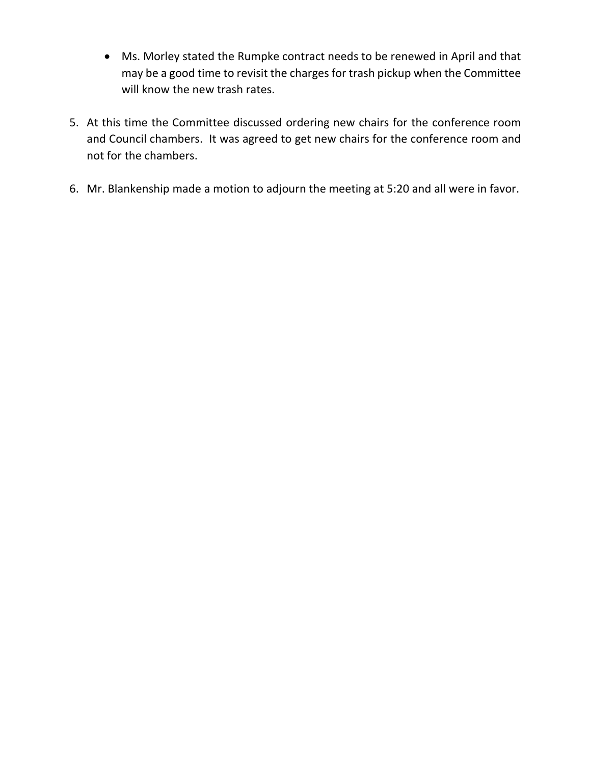- Ms. Morley stated the Rumpke contract needs to be renewed in April and that may be a good time to revisit the charges for trash pickup when the Committee will know the new trash rates.

5. At this time the Committee discussed ordering new chairs for the conference room and Council chambers. It was agreed to get new chairs for the conference room and not for the chambers.

6. Mr. Blankenship made a motion to adjourn the meeting at 5:20 and all were in favor.